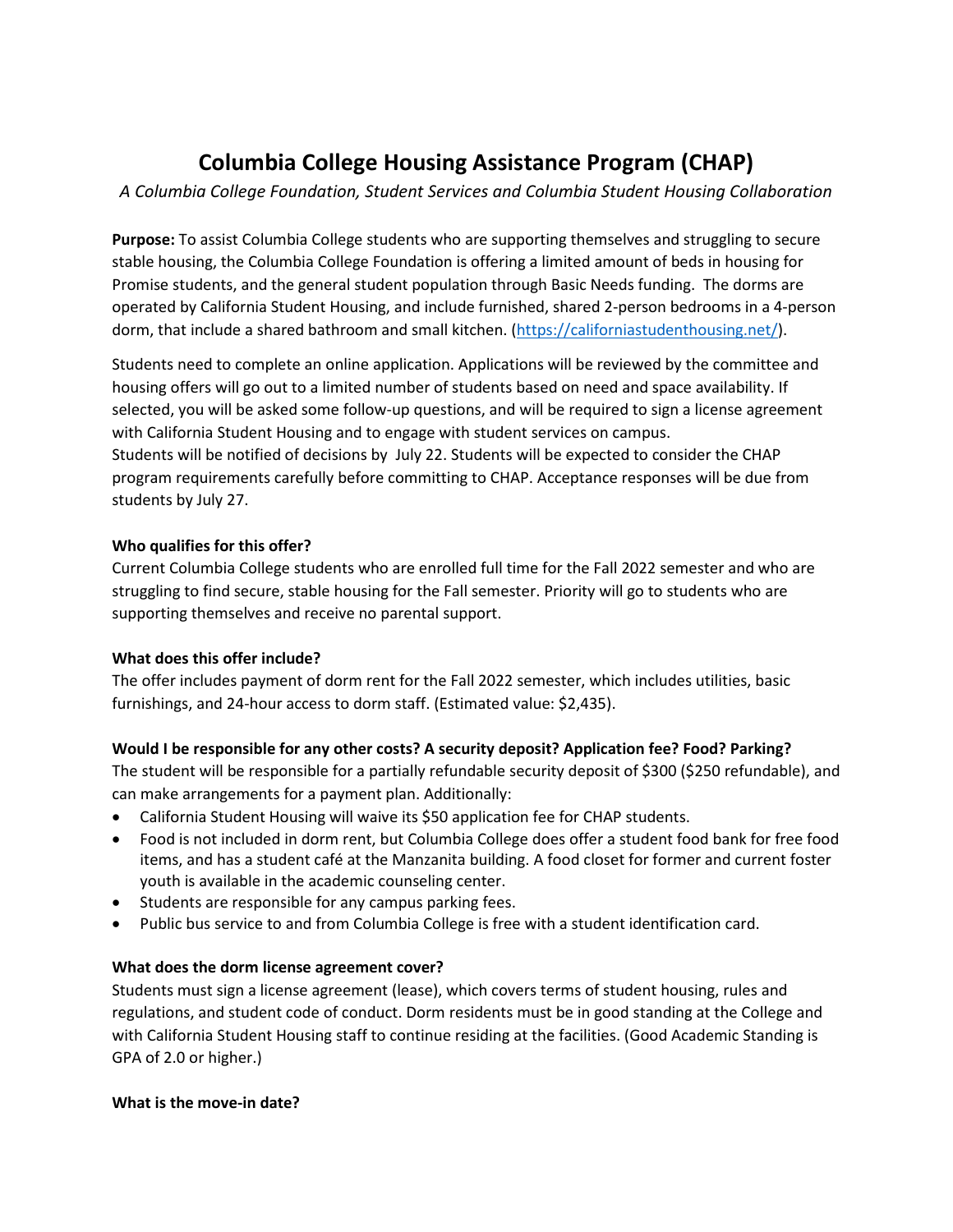# Columbia College Housing Assistance Program (CHAP)

*A Columbia College Foundation, Student Services and Columbia Student Housing Collaboration*

**Purpose:** To assist Columbia College students who are supporting themselves and struggling to secure stable housing, the Columbia College Foundation is offering a limited amount of beds in housing for Promise students, and the general student population through Basic Needs funding. The dorms are operated by California Student Housing, and include furnished, shared 2-person bedrooms in a 4-person dorm, that include a shared bathroom and small kitchen. (https://californiastudenthousing.net/).

Students need to complete an online application. Applications will be reviewed by the committee and housing offers will go out to a limited number of students based on need and space availability. If selected, you will be asked some follow-up questions, and will be required to sign a license agreement with California Student Housing and to engage with student services on campus.
Students will be notified of decisions by July 22. Students will be expected to consider the CHAP program requirements carefully before committing to CHAP. Acceptance responses will be due from students by July 27.

**Who qualifies for this offer?**

Current Columbia College students who are enrolled full time for the Fall 2022 semester and who are struggling to find secure, stable housing for the Fall semester. Priority will go to students who are supporting themselves and receive no parental support.

**What does this offer include?**

The offer includes payment of dorm rent for the Fall 2022 semester, which includes utilities, basic furnishings, and 24-hour access to dorm staff. (Estimated value: $2,435).

**Would I be responsible for any other costs? A security deposit? Application fee? Food? Parking?**

The student will be responsible for a partially refundable security deposit of $300 ($250 refundable), and can make arrangements for a payment plan. Additionally:

- California Student Housing will waive its $50 application fee for CHAP students.
- Food is not included in dorm rent, but Columbia College does offer a student food bank for free food items, and has a student café at the Manzanita building. A food closet for former and current foster youth is available in the academic counseling center.
- Students are responsible for any campus parking fees.
- Public bus service to and from Columbia College is free with a student identification card.

**What does the dorm license agreement cover?**

Students must sign a license agreement (lease), which covers terms of student housing, rules and regulations, and student code of conduct. Dorm residents must be in good standing at the College and with California Student Housing staff to continue residing at the facilities. (Good Academic Standing is GPA of 2.0 or higher.)

**What is the move-in date?**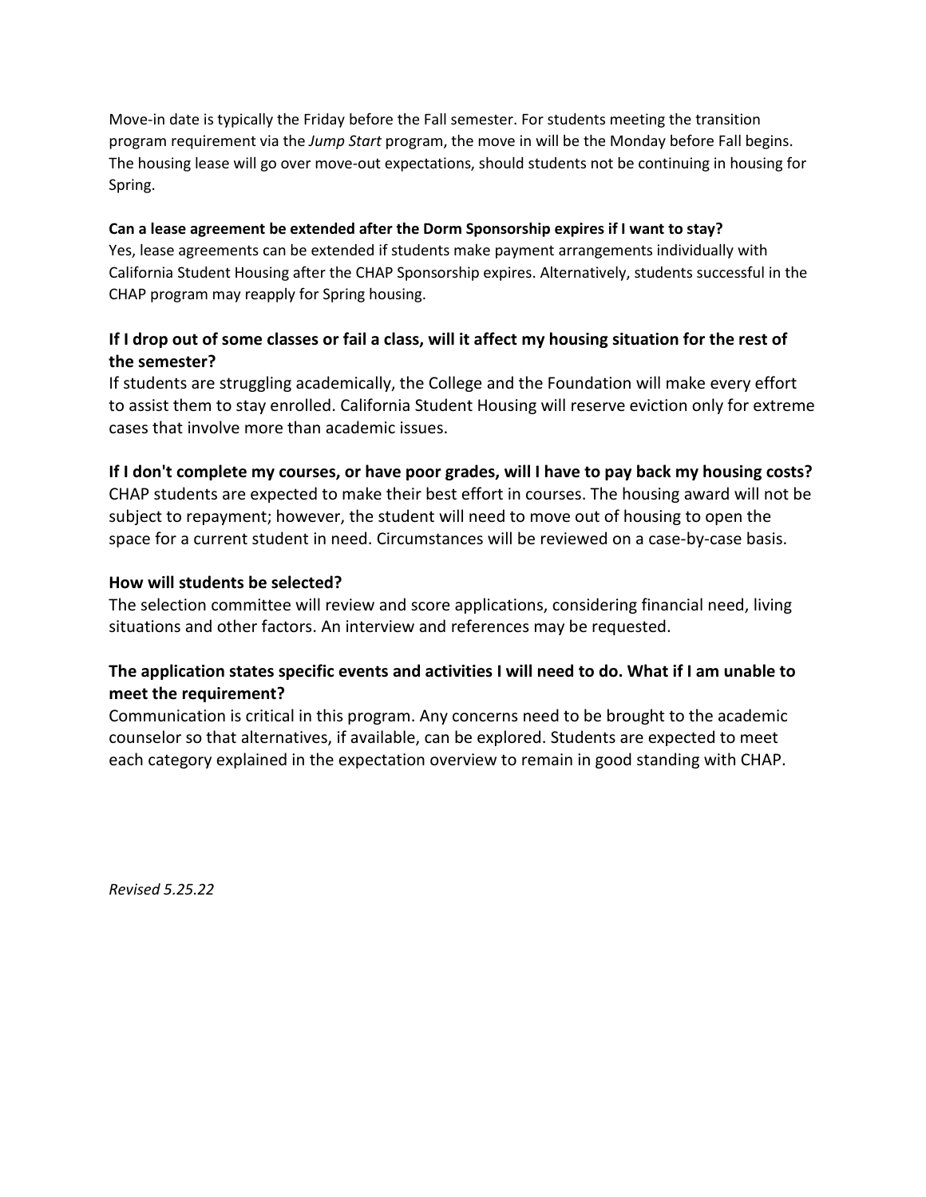Move-in date is typically the Friday before the Fall semester. For students meeting the transition program requirement via the *Jump Start* program, the move in will be the Monday before Fall begins. The housing lease will go over move-out expectations, should students not be continuing in housing for Spring.

**Can a lease agreement be extended after the Dorm Sponsorship expires if I want to stay?**
Yes, lease agreements can be extended if students make payment arrangements individually with California Student Housing after the CHAP Sponsorship expires. Alternatively, students successful in the CHAP program may reapply for Spring housing.

**If I drop out of some classes or fail a class, will it affect my housing situation for the rest of the semester?**
If students are struggling academically, the College and the Foundation will make every effort to assist them to stay enrolled. California Student Housing will reserve eviction only for extreme cases that involve more than academic issues.

**If I don't complete my courses, or have poor grades, will I have to pay back my housing costs?**
CHAP students are expected to make their best effort in courses. The housing award will not be subject to repayment; however, the student will need to move out of housing to open the space for a current student in need. Circumstances will be reviewed on a case-by-case basis.

**How will students be selected?**
The selection committee will review and score applications, considering financial need, living situations and other factors. An interview and references may be requested.

**The application states specific events and activities I will need to do. What if I am unable to meet the requirement?**
Communication is critical in this program. Any concerns need to be brought to the academic counselor so that alternatives, if available, can be explored. Students are expected to meet each category explained in the expectation overview to remain in good standing with CHAP.

*Revised 5.25.22*